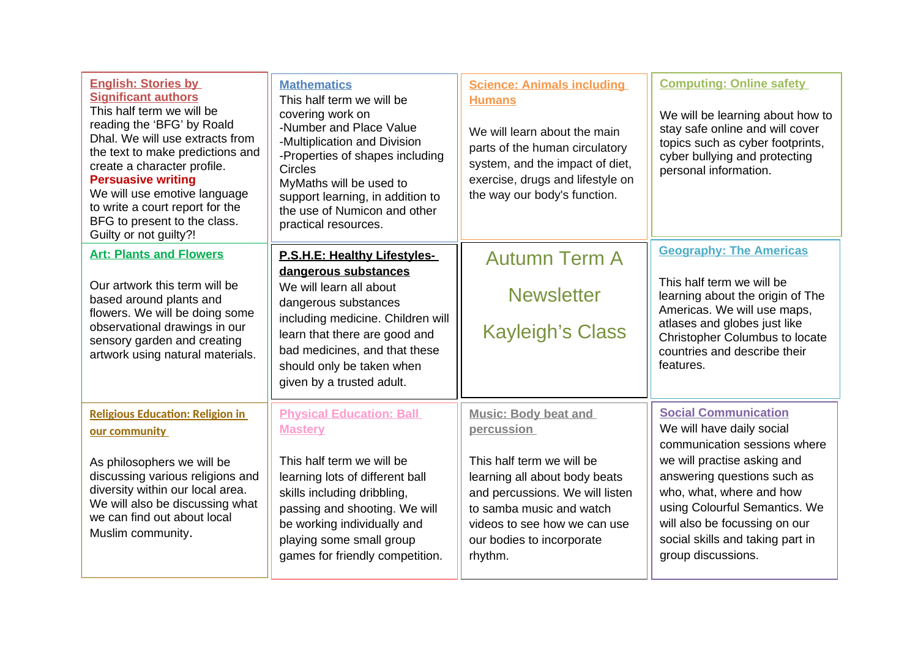# Autumn Term A Newsletter

# Kayleigh's Class

## English: Stories by Significant authors

This half term we will be reading the 'BFG' by Roald Dhal. We will use extracts from the text to make predictions and create a character profile.

**Persuasive writing**

We will use emotive language to write a court report for the BFG to present to the class. Guilty or not guilty?!

## Mathematics

This half term we will be covering work on

- Number and Place Value
- Multiplication and Division
- Properties of shapes including Circles

MyMaths will be used to support learning, in addition to the use of Numicon and other practical resources.

## Science: Animals including Humans

We will learn about the main parts of the human circulatory system, and the impact of diet, exercise, drugs and lifestyle on the way our body's function.

## Computing: Online safety

We will be learning about how to stay safe online and will cover topics such as cyber footprints, cyber bullying and protecting personal information.

## Art: Plants and Flowers

Our artwork this term will be based around plants and flowers. We will be doing some observational drawings in our sensory garden and creating artwork using natural materials.

## P.S.H.E: Healthy Lifestyles- dangerous substances

We will learn all about dangerous substances including medicine. Children will learn that there are good and bad medicines, and that these should only be taken when given by a trusted adult.

## Geography: The Americas

This half term we will be learning about the origin of The Americas. We will use maps, atlases and globes just like Christopher Columbus to locate countries and describe their features.

## Religious Education: Religion in our community

As philosophers we will be discussing various religions and diversity within our local area. We will also be discussing what we can find out about local Muslim community.

## Physical Education: Ball Mastery

This half term we will be learning lots of different ball skills including dribbling, passing and shooting. We will be working individually and playing some small group games for friendly competition.

## Music: Body beat and percussion

This half term we will be learning all about body beats and percussions. We will listen to samba music and watch videos to see how we can use our bodies to incorporate rhythm.

## Social Communication

We will have daily social communication sessions where we will practise asking and answering questions such as who, what, where and how using Colourful Semantics. We will also be focussing on our social skills and taking part in group discussions.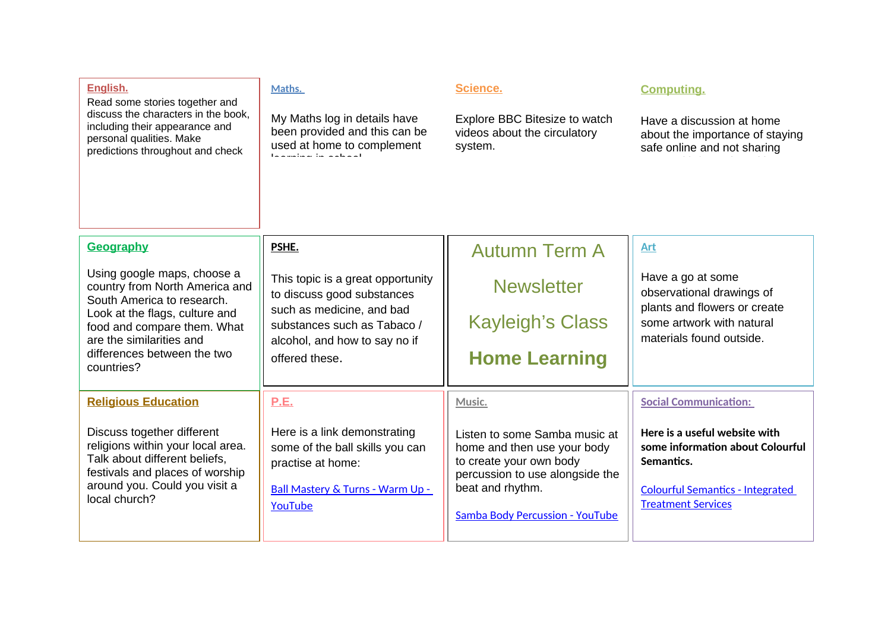# Autumn Term A

# Newsletter

# Kayleigh's Class

# **Home Learning**

## English.

Read some stories together and discuss the characters in the book, including their appearance and personal qualities. Make predictions throughout and check

## Maths.

My Maths log in details have been provided and this can be used at home to complement learning in school

## Science.

Explore BBC Bitesize to watch videos about the circulatory system.

## Computing.

Have a discussion at home about the importance of staying safe online and not sharing

## Geography

Using google maps, choose a country from North America and South America to research. Look at the flags, culture and food and compare them. What are the similarities and differences between the two countries?

## PSHE.

This topic is a great opportunity to discuss good substances such as medicine, and bad substances such as Tabaco / alcohol, and how to say no if offered these.

## Art

Have a go at some observational drawings of plants and flowers or create some artwork with natural materials found outside.

## Religious Education

Discuss together different religions within your local area. Talk about different beliefs, festivals and places of worship around you. Could you visit a local church?

## P.E.

Here is a link demonstrating some of the ball skills you can practise at home:

Ball Mastery & Turns - Warm Up - YouTube

## Music.

Listen to some Samba music at home and then use your body to create your own body percussion to use alongside the beat and rhythm.

Samba Body Percussion - YouTube

## Social Communication:

**Here is a useful website with some information about Colourful Semantics.**

Colourful Semantics - Integrated Treatment Services